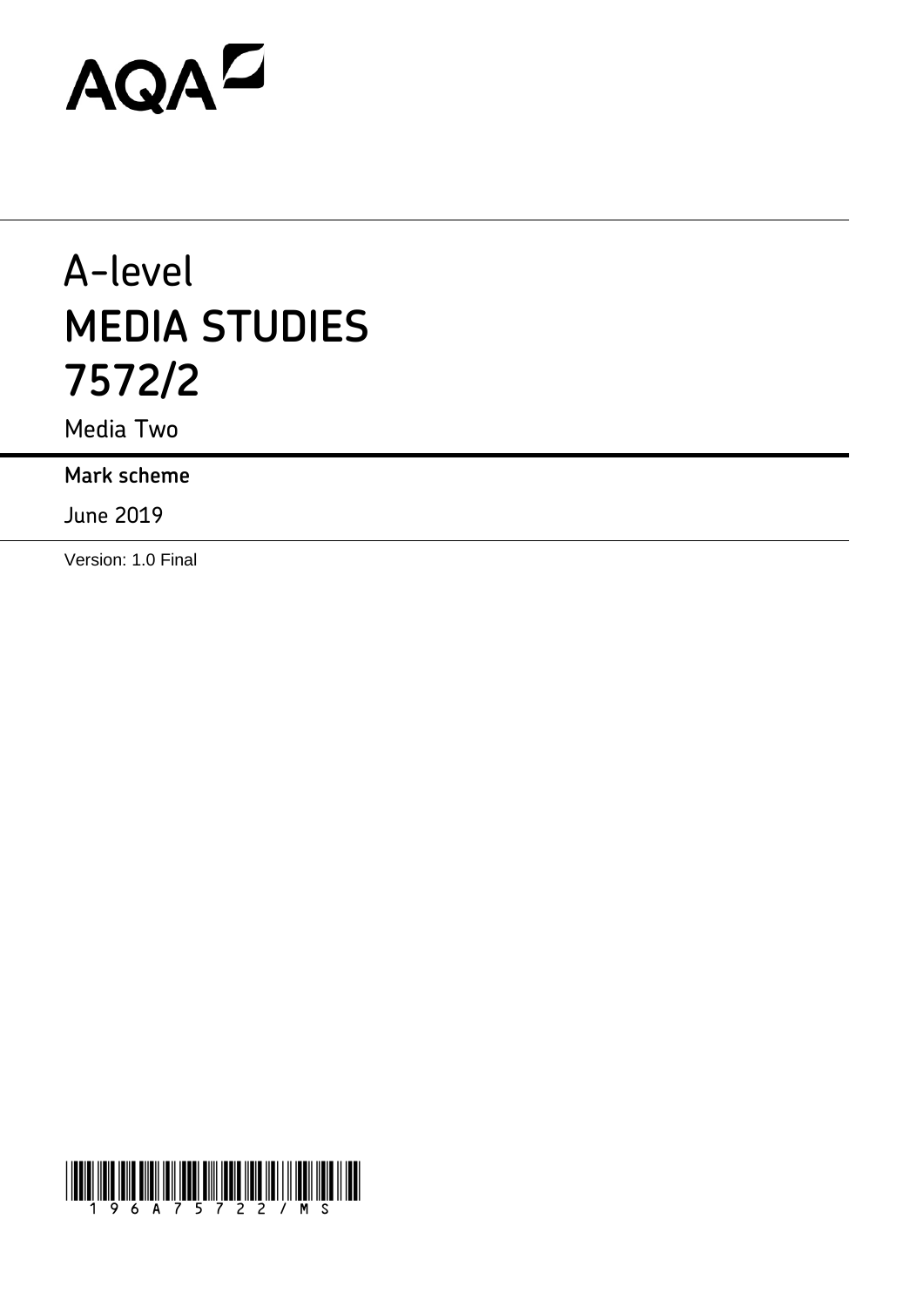AQA

# A-level
# MEDIA STUDIES
# 7572/2

Media Two

**Mark scheme**

June 2019

Version: 1.0 Final

196A75722/MS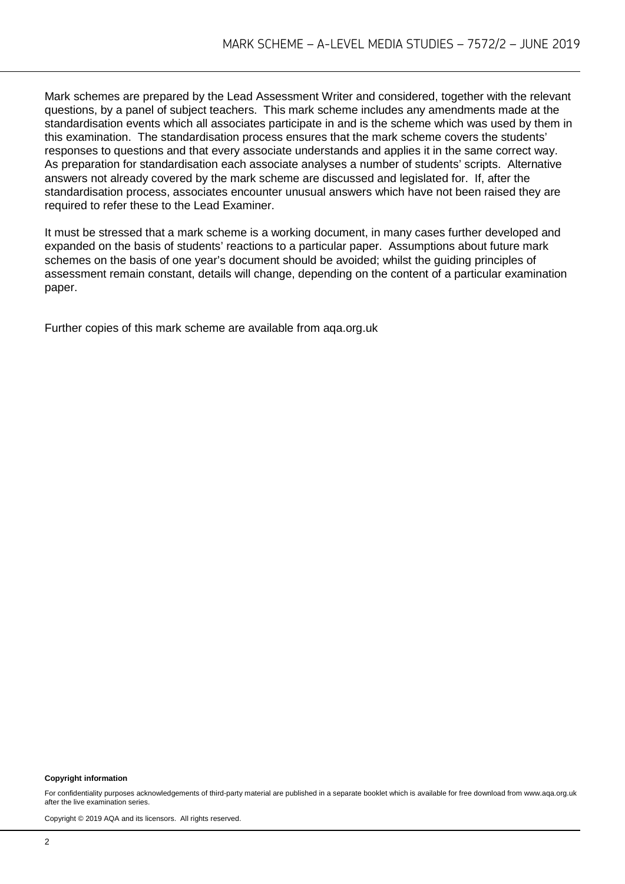Mark schemes are prepared by the Lead Assessment Writer and considered, together with the relevant questions, by a panel of subject teachers. This mark scheme includes any amendments made at the standardisation events which all associates participate in and is the scheme which was used by them in this examination. The standardisation process ensures that the mark scheme covers the students' responses to questions and that every associate understands and applies it in the same correct way. As preparation for standardisation each associate analyses a number of students' scripts. Alternative answers not already covered by the mark scheme are discussed and legislated for. If, after the standardisation process, associates encounter unusual answers which have not been raised they are required to refer these to the Lead Examiner.

It must be stressed that a mark scheme is a working document, in many cases further developed and expanded on the basis of students' reactions to a particular paper. Assumptions about future mark schemes on the basis of one year's document should be avoided; whilst the guiding principles of assessment remain constant, details will change, depending on the content of a particular examination paper.

Further copies of this mark scheme are available from aqa.org.uk

**Copyright information**

For confidentiality purposes acknowledgements of third-party material are published in a separate booklet which is available for free download from www.aqa.org.uk after the live examination series.

Copyright © 2019 AQA and its licensors. All rights reserved.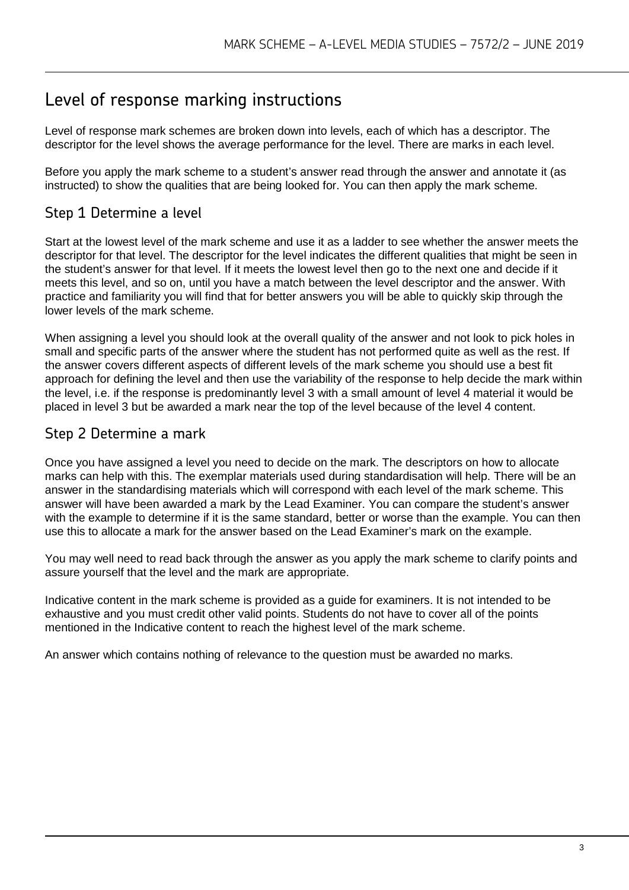# Level of response marking instructions

Level of response mark schemes are broken down into levels, each of which has a descriptor. The descriptor for the level shows the average performance for the level. There are marks in each level.

Before you apply the mark scheme to a student's answer read through the answer and annotate it (as instructed) to show the qualities that are being looked for. You can then apply the mark scheme.

## Step 1 Determine a level

Start at the lowest level of the mark scheme and use it as a ladder to see whether the answer meets the descriptor for that level. The descriptor for the level indicates the different qualities that might be seen in the student's answer for that level. If it meets the lowest level then go to the next one and decide if it meets this level, and so on, until you have a match between the level descriptor and the answer. With practice and familiarity you will find that for better answers you will be able to quickly skip through the lower levels of the mark scheme.

When assigning a level you should look at the overall quality of the answer and not look to pick holes in small and specific parts of the answer where the student has not performed quite as well as the rest. If the answer covers different aspects of different levels of the mark scheme you should use a best fit approach for defining the level and then use the variability of the response to help decide the mark within the level, i.e. if the response is predominantly level 3 with a small amount of level 4 material it would be placed in level 3 but be awarded a mark near the top of the level because of the level 4 content.

## Step 2 Determine a mark

Once you have assigned a level you need to decide on the mark. The descriptors on how to allocate marks can help with this. The exemplar materials used during standardisation will help. There will be an answer in the standardising materials which will correspond with each level of the mark scheme. This answer will have been awarded a mark by the Lead Examiner. You can compare the student's answer with the example to determine if it is the same standard, better or worse than the example. You can then use this to allocate a mark for the answer based on the Lead Examiner's mark on the example.

You may well need to read back through the answer as you apply the mark scheme to clarify points and assure yourself that the level and the mark are appropriate.

Indicative content in the mark scheme is provided as a guide for examiners. It is not intended to be exhaustive and you must credit other valid points. Students do not have to cover all of the points mentioned in the Indicative content to reach the highest level of the mark scheme.

An answer which contains nothing of relevance to the question must be awarded no marks.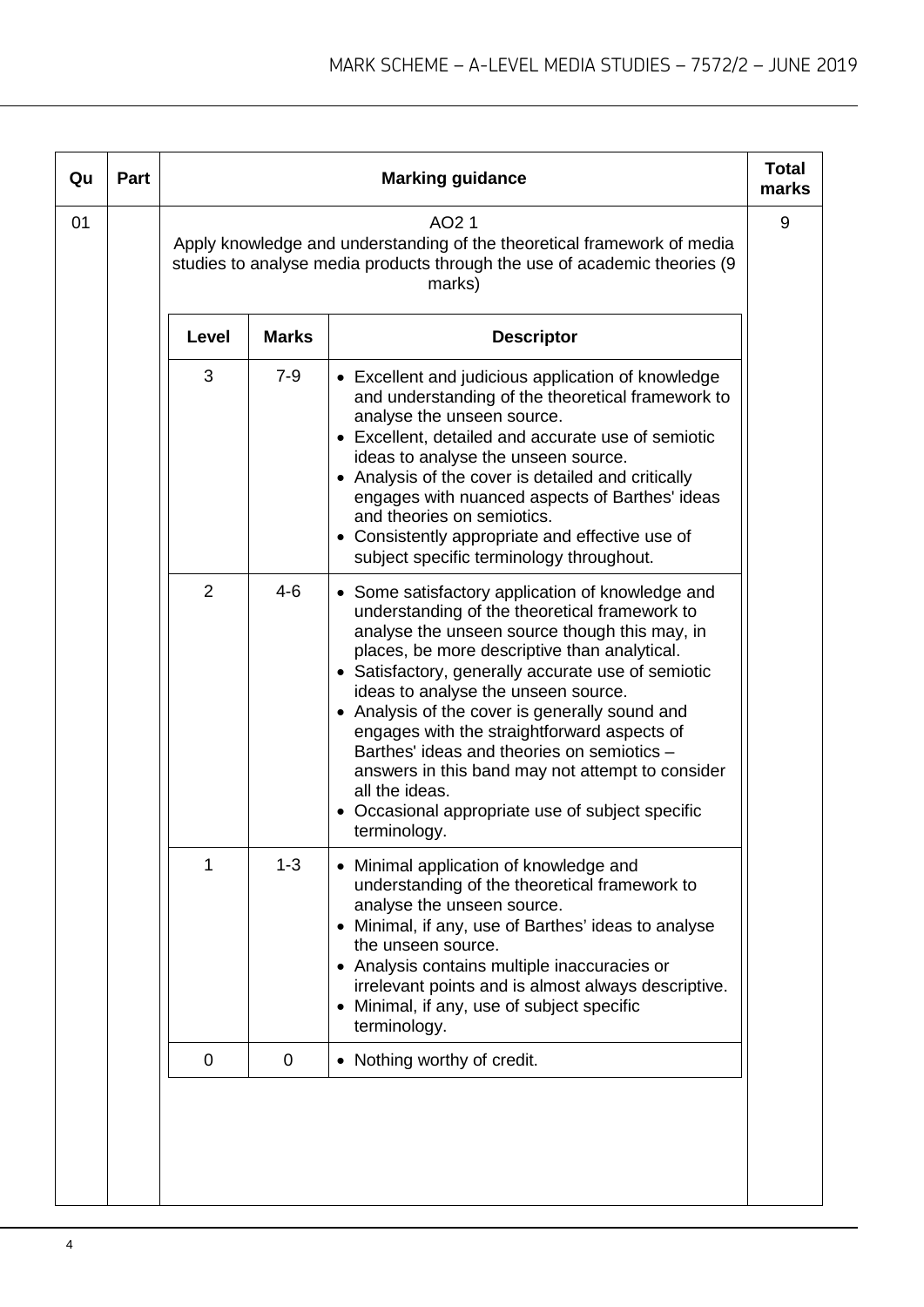| Qu | Part | Marking guidance | Total marks |
|---|---|---|---|
| 01 | | AO2 1<br>Apply knowledge and understanding of the theoretical framework of media studies to analyse media products through the use of academic theories (9 marks) | 9 |

| Level | Marks | Descriptor |
|---|---|---|
| 3 | 7-9 | • Excellent and judicious application of knowledge and understanding of the theoretical framework to analyse the unseen source.<br>• Excellent, detailed and accurate use of semiotic ideas to analyse the unseen source.<br>• Analysis of the cover is detailed and critically engages with nuanced aspects of Barthes' ideas and theories on semiotics.<br>• Consistently appropriate and effective use of subject specific terminology throughout. |
| 2 | 4-6 | • Some satisfactory application of knowledge and understanding of the theoretical framework to analyse the unseen source though this may, in places, be more descriptive than analytical.<br>• Satisfactory, generally accurate use of semiotic ideas to analyse the unseen source.<br>• Analysis of the cover is generally sound and engages with the straightforward aspects of Barthes' ideas and theories on semiotics – answers in this band may not attempt to consider all the ideas.<br>• Occasional appropriate use of subject specific terminology. |
| 1 | 1-3 | • Minimal application of knowledge and understanding of the theoretical framework to analyse the unseen source.<br>• Minimal, if any, use of Barthes' ideas to analyse the unseen source.<br>• Analysis contains multiple inaccuracies or irrelevant points and is almost always descriptive.<br>• Minimal, if any, use of subject specific terminology. |
| 0 | 0 | • Nothing worthy of credit. |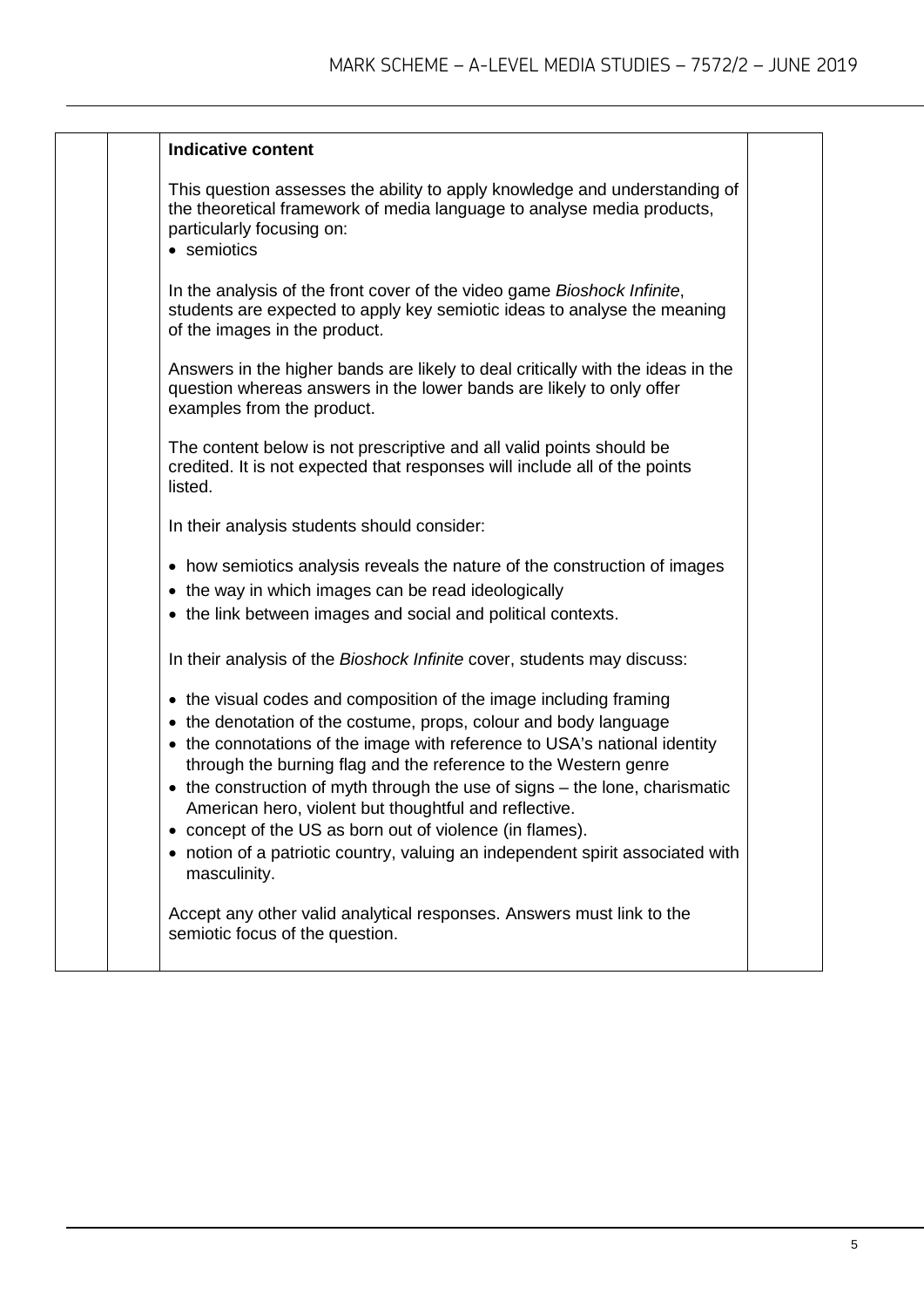**Indicative content**

This question assesses the ability to apply knowledge and understanding of the theoretical framework of media language to analyse media products, particularly focusing on:

- semiotics

In the analysis of the front cover of the video game *Bioshock Infinite*, students are expected to apply key semiotic ideas to analyse the meaning of the images in the product.

Answers in the higher bands are likely to deal critically with the ideas in the question whereas answers in the lower bands are likely to only offer examples from the product.

The content below is not prescriptive and all valid points should be credited. It is not expected that responses will include all of the points listed.

In their analysis students should consider:

- how semiotics analysis reveals the nature of the construction of images
- the way in which images can be read ideologically
- the link between images and social and political contexts.

In their analysis of the *Bioshock Infinite* cover, students may discuss:

- the visual codes and composition of the image including framing
- the denotation of the costume, props, colour and body language
- the connotations of the image with reference to USA's national identity through the burning flag and the reference to the Western genre
- the construction of myth through the use of signs – the lone, charismatic American hero, violent but thoughtful and reflective.
- concept of the US as born out of violence (in flames).
- notion of a patriotic country, valuing an independent spirit associated with masculinity.

Accept any other valid analytical responses. Answers must link to the semiotic focus of the question.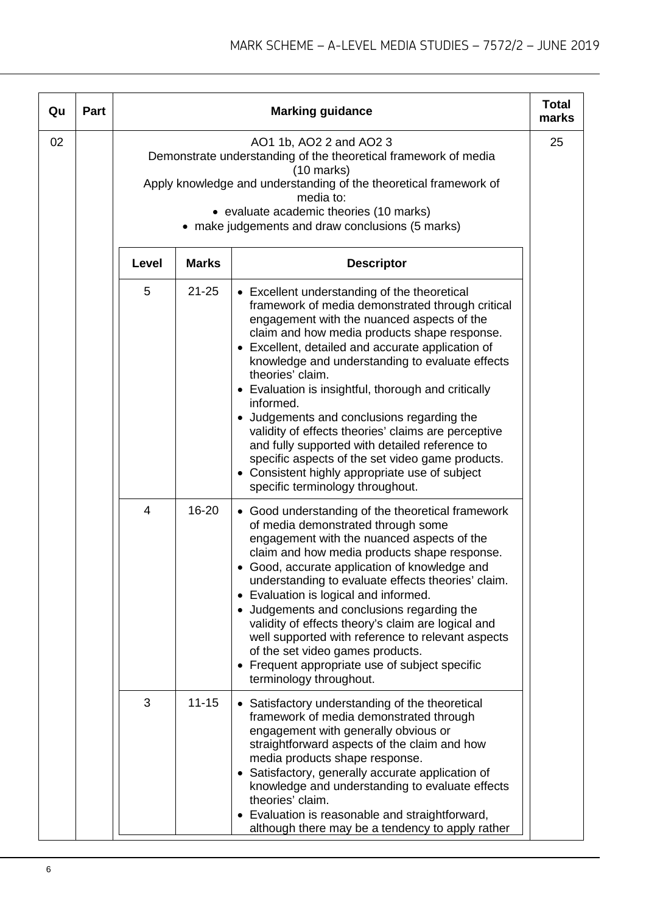| Qu | Part | Marking guidance | Total marks |
|---|---|---|---|
| 02 | | AO1 1b, AO2 2 and AO2 3<br>Demonstrate understanding of the theoretical framework of media (10 marks)<br>Apply knowledge and understanding of the theoretical framework of media to:<br>• evaluate academic theories (10 marks)<br>• make judgements and draw conclusions (5 marks) | 25 |

| Level | Marks | Descriptor |
|---|---|---|
| 5 | 21-25 | • Excellent understanding of the theoretical framework of media demonstrated through critical engagement with the nuanced aspects of the claim and how media products shape response.<br>• Excellent, detailed and accurate application of knowledge and understanding to evaluate effects theories' claim.<br>• Evaluation is insightful, thorough and critically informed.<br>• Judgements and conclusions regarding the validity of effects theories' claims are perceptive and fully supported with detailed reference to specific aspects of the set video game products.<br>• Consistent highly appropriate use of subject specific terminology throughout. |
| 4 | 16-20 | • Good understanding of the theoretical framework of media demonstrated through some engagement with the nuanced aspects of the claim and how media products shape response.<br>• Good, accurate application of knowledge and understanding to evaluate effects theories' claim.<br>• Evaluation is logical and informed.<br>• Judgements and conclusions regarding the validity of effects theory's claim are logical and well supported with reference to relevant aspects of the set video games products.<br>• Frequent appropriate use of subject specific terminology throughout. |
| 3 | 11-15 | • Satisfactory understanding of the theoretical framework of media demonstrated through engagement with generally obvious or straightforward aspects of the claim and how media products shape response.<br>• Satisfactory, generally accurate application of knowledge and understanding to evaluate effects theories' claim.<br>• Evaluation is reasonable and straightforward, although there may be a tendency to apply rather |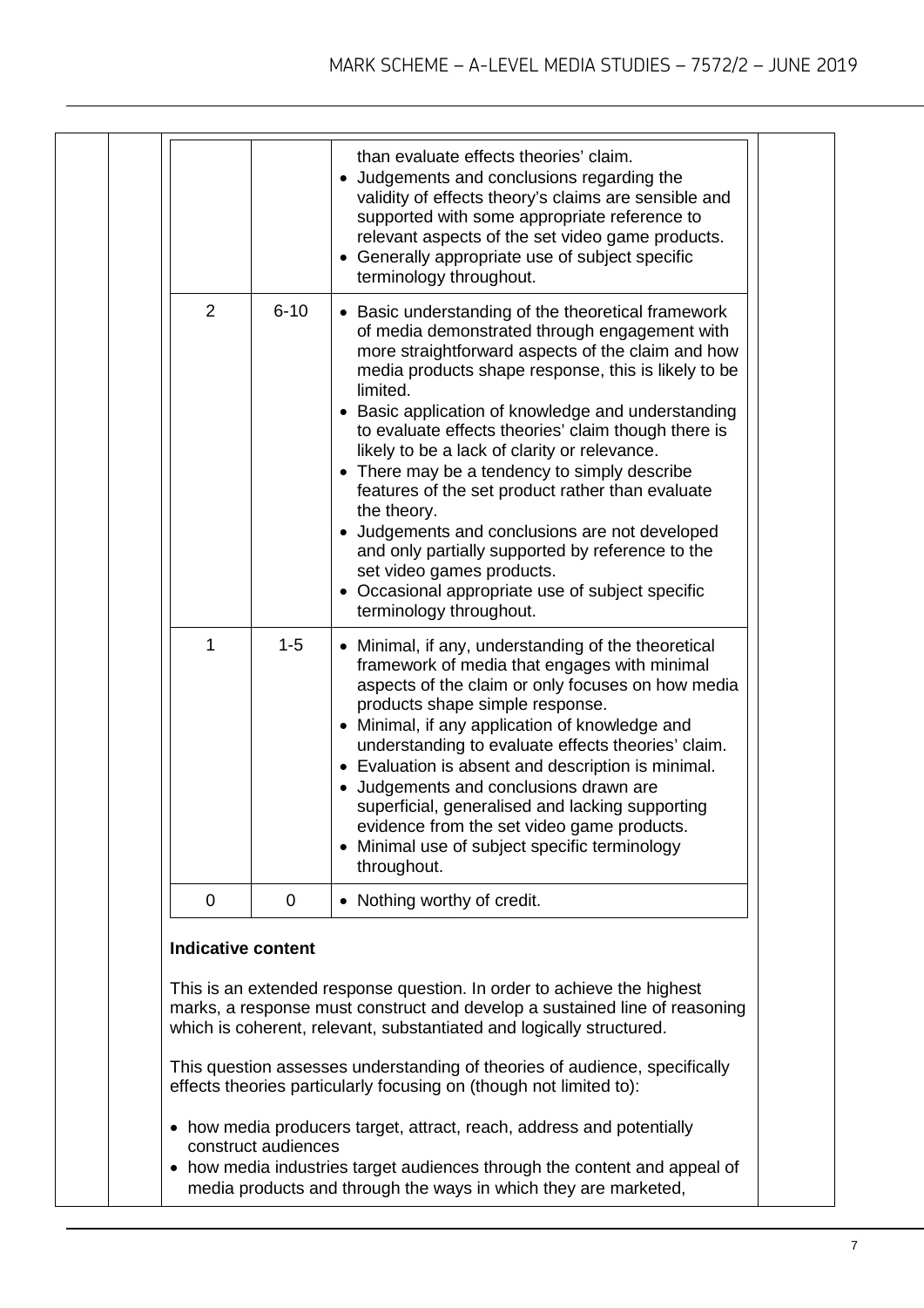| Level | Marks | Descriptor |
|---|---|---|
| | | than evaluate effects theories' claim.<br>• Judgements and conclusions regarding the validity of effects theory's claims are sensible and supported with some appropriate reference to relevant aspects of the set video game products.<br>• Generally appropriate use of subject specific terminology throughout. |
| 2 | 6-10 | • Basic understanding of the theoretical framework of media demonstrated through engagement with more straightforward aspects of the claim and how media products shape response, this is likely to be limited.<br>• Basic application of knowledge and understanding to evaluate effects theories' claim though there is likely to be a lack of clarity or relevance.<br>• There may be a tendency to simply describe features of the set product rather than evaluate the theory.<br>• Judgements and conclusions are not developed and only partially supported by reference to the set video games products.<br>• Occasional appropriate use of subject specific terminology throughout. |
| 1 | 1-5 | • Minimal, if any, understanding of the theoretical framework of media that engages with minimal aspects of the claim or only focuses on how media products shape simple response.<br>• Minimal, if any application of knowledge and understanding to evaluate effects theories' claim.<br>• Evaluation is absent and description is minimal.<br>• Judgements and conclusions drawn are superficial, generalised and lacking supporting evidence from the set video game products.<br>• Minimal use of subject specific terminology throughout. |
| 0 | 0 | • Nothing worthy of credit. |

**Indicative content**

This is an extended response question. In order to achieve the highest marks, a response must construct and develop a sustained line of reasoning which is coherent, relevant, substantiated and logically structured.

This question assesses understanding of theories of audience, specifically effects theories particularly focusing on (though not limited to):

- how media producers target, attract, reach, address and potentially construct audiences
- how media industries target audiences through the content and appeal of media products and through the ways in which they are marketed,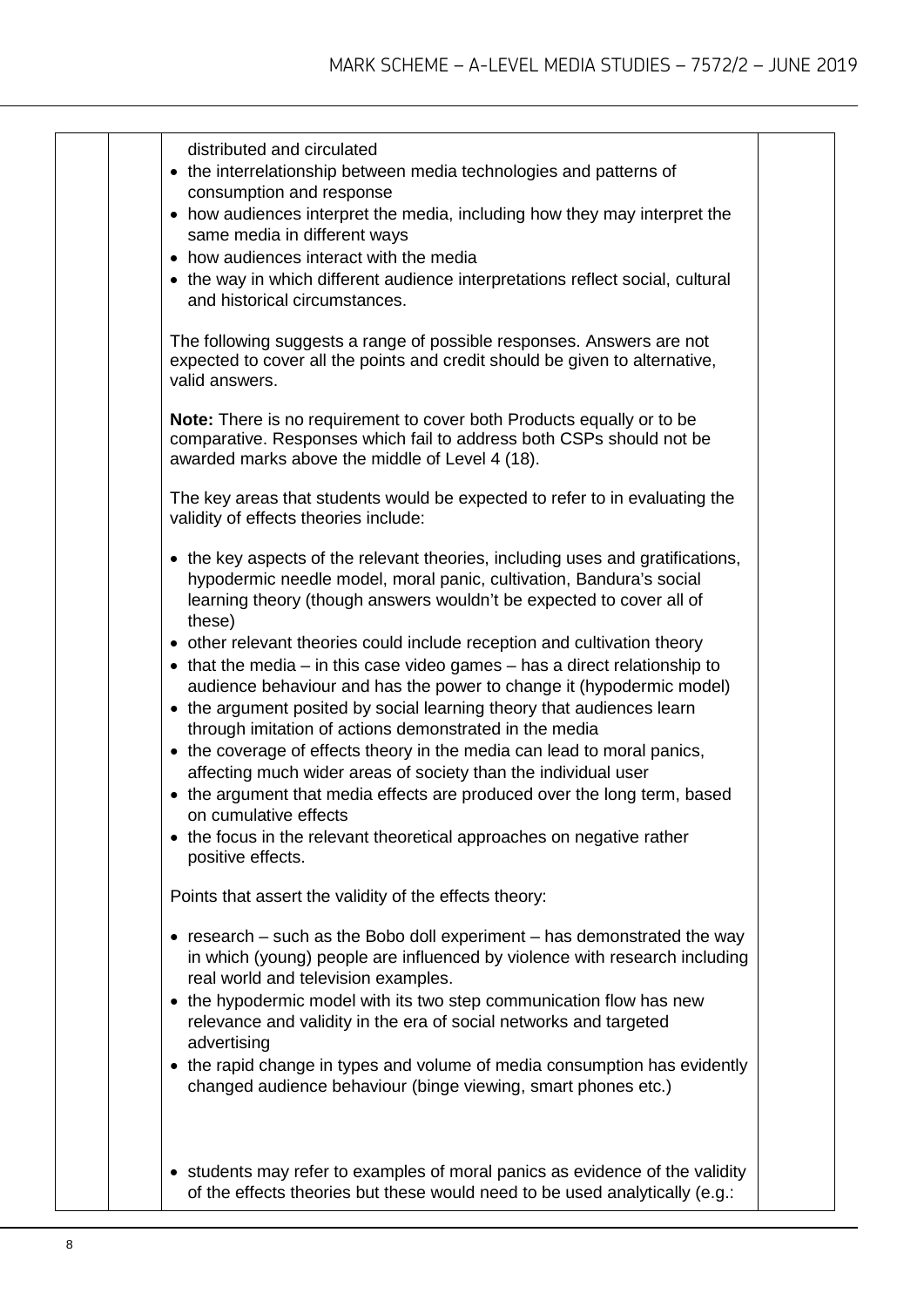distributed and circulated

- the interrelationship between media technologies and patterns of consumption and response
- how audiences interpret the media, including how they may interpret the same media in different ways
- how audiences interact with the media
- the way in which different audience interpretations reflect social, cultural and historical circumstances.

The following suggests a range of possible responses. Answers are not expected to cover all the points and credit should be given to alternative, valid answers.

**Note:** There is no requirement to cover both Products equally or to be comparative. Responses which fail to address both CSPs should not be awarded marks above the middle of Level 4 (18).

The key areas that students would be expected to refer to in evaluating the validity of effects theories include:

- the key aspects of the relevant theories, including uses and gratifications, hypodermic needle model, moral panic, cultivation, Bandura's social learning theory (though answers wouldn't be expected to cover all of these)
- other relevant theories could include reception and cultivation theory
- that the media – in this case video games – has a direct relationship to audience behaviour and has the power to change it (hypodermic model)
- the argument posited by social learning theory that audiences learn through imitation of actions demonstrated in the media
- the coverage of effects theory in the media can lead to moral panics, affecting much wider areas of society than the individual user
- the argument that media effects are produced over the long term, based on cumulative effects
- the focus in the relevant theoretical approaches on negative rather positive effects.

Points that assert the validity of the effects theory:

- research – such as the Bobo doll experiment – has demonstrated the way in which (young) people are influenced by violence with research including real world and television examples.
- the hypodermic model with its two step communication flow has new relevance and validity in the era of social networks and targeted advertising
- the rapid change in types and volume of media consumption has evidently changed audience behaviour (binge viewing, smart phones etc.)

- students may refer to examples of moral panics as evidence of the validity of the effects theories but these would need to be used analytically (e.g.: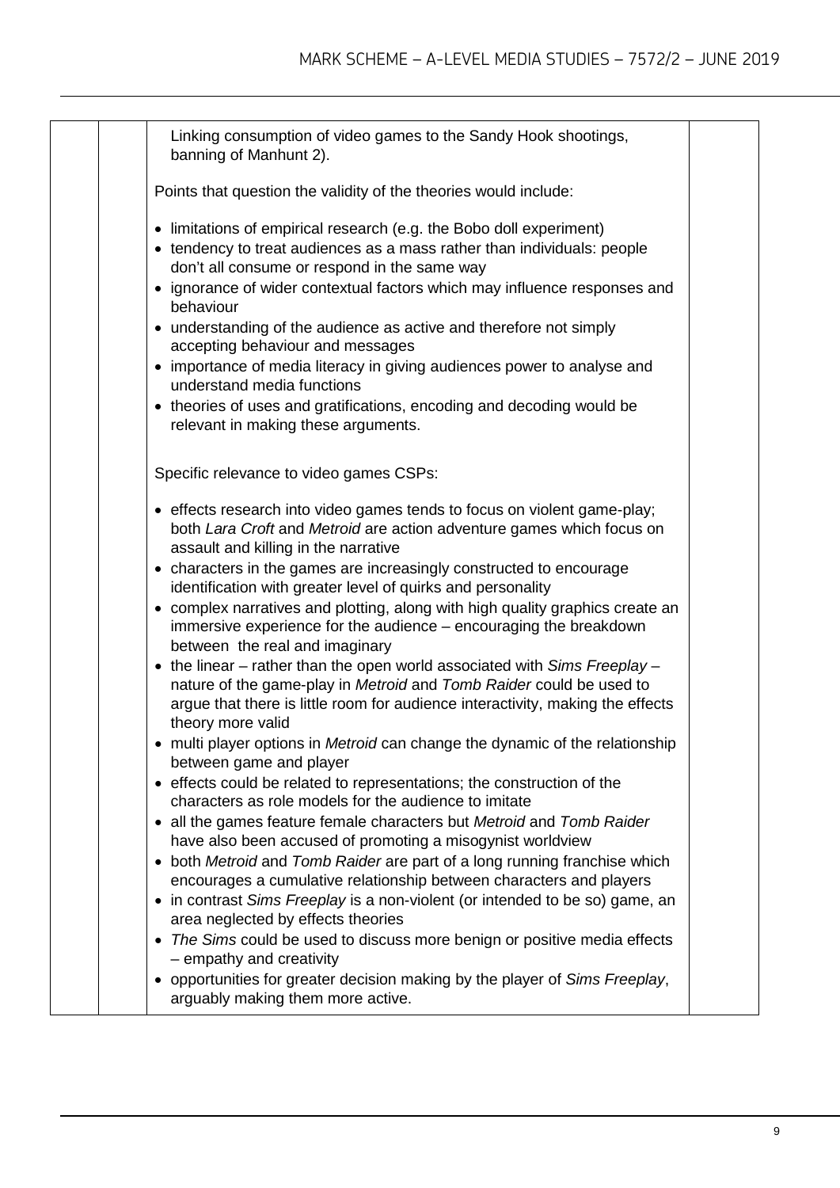Linking consumption of video games to the Sandy Hook shootings, banning of Manhunt 2).

Points that question the validity of the theories would include:

- limitations of empirical research (e.g. the Bobo doll experiment)
- tendency to treat audiences as a mass rather than individuals: people don't all consume or respond in the same way
- ignorance of wider contextual factors which may influence responses and behaviour
- understanding of the audience as active and therefore not simply accepting behaviour and messages
- importance of media literacy in giving audiences power to analyse and understand media functions
- theories of uses and gratifications, encoding and decoding would be relevant in making these arguments.

Specific relevance to video games CSPs:

- effects research into video games tends to focus on violent game-play; both *Lara Croft* and *Metroid* are action adventure games which focus on assault and killing in the narrative
- characters in the games are increasingly constructed to encourage identification with greater level of quirks and personality
- complex narratives and plotting, along with high quality graphics create an immersive experience for the audience – encouraging the breakdown between the real and imaginary
- the linear – rather than the open world associated with *Sims Freeplay* – nature of the game-play in *Metroid* and *Tomb Raider* could be used to argue that there is little room for audience interactivity, making the effects theory more valid
- multi player options in *Metroid* can change the dynamic of the relationship between game and player
- effects could be related to representations; the construction of the characters as role models for the audience to imitate
- all the games feature female characters but *Metroid* and *Tomb Raider* have also been accused of promoting a misogynist worldview
- both *Metroid* and *Tomb Raider* are part of a long running franchise which encourages a cumulative relationship between characters and players
- in contrast *Sims Freeplay* is a non-violent (or intended to be so) game, an area neglected by effects theories
- *The Sims* could be used to discuss more benign or positive media effects – empathy and creativity
- opportunities for greater decision making by the player of *Sims Freeplay*, arguably making them more active.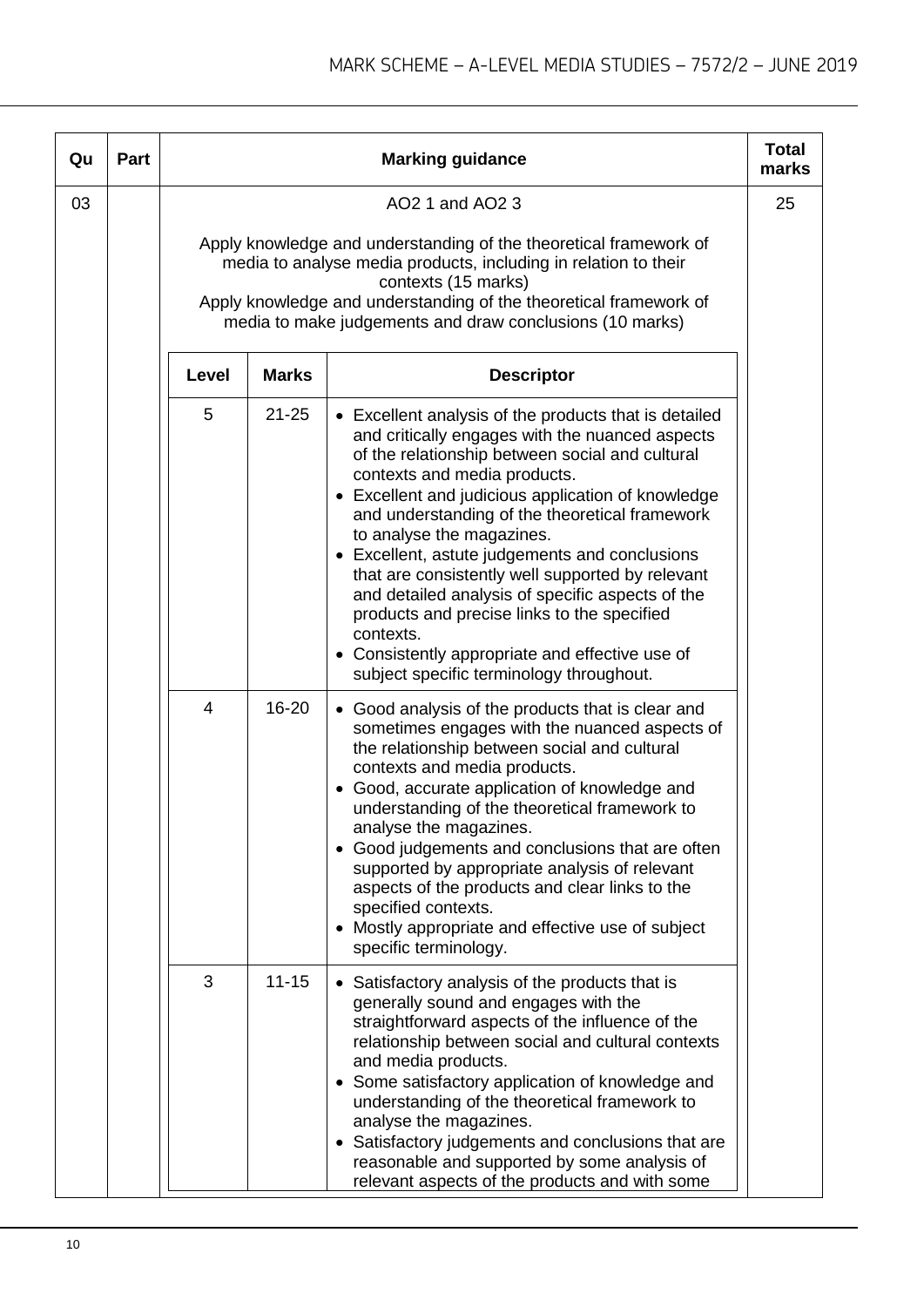| Qu | Part | Marking guidance | | | Total marks |
|---|---|---|---|---|---|
| 03 | | AO2 1 and AO2 3<br><br>Apply knowledge and understanding of the theoretical framework of media to analyse media products, including in relation to their contexts (15 marks)<br>Apply knowledge and understanding of the theoretical framework of media to make judgements and draw conclusions (10 marks) | | | 25 |
| | | **Level** | **Marks** | **Descriptor** | |
| | | 5 | 21-25 | • Excellent analysis of the products that is detailed and critically engages with the nuanced aspects of the relationship between social and cultural contexts and media products.<br>• Excellent and judicious application of knowledge and understanding of the theoretical framework to analyse the magazines.<br>• Excellent, astute judgements and conclusions that are consistently well supported by relevant and detailed analysis of specific aspects of the products and precise links to the specified contexts.<br>• Consistently appropriate and effective use of subject specific terminology throughout. | |
| | | 4 | 16-20 | • Good analysis of the products that is clear and sometimes engages with the nuanced aspects of the relationship between social and cultural contexts and media products.<br>• Good, accurate application of knowledge and understanding of the theoretical framework to analyse the magazines.<br>• Good judgements and conclusions that are often supported by appropriate analysis of relevant aspects of the products and clear links to the specified contexts.<br>• Mostly appropriate and effective use of subject specific terminology. | |
| | | 3 | 11-15 | • Satisfactory analysis of the products that is generally sound and engages with the straightforward aspects of the influence of the relationship between social and cultural contexts and media products.<br>• Some satisfactory application of knowledge and understanding of the theoretical framework to analyse the magazines.<br>• Satisfactory judgements and conclusions that are reasonable and supported by some analysis of relevant aspects of the products and with some | |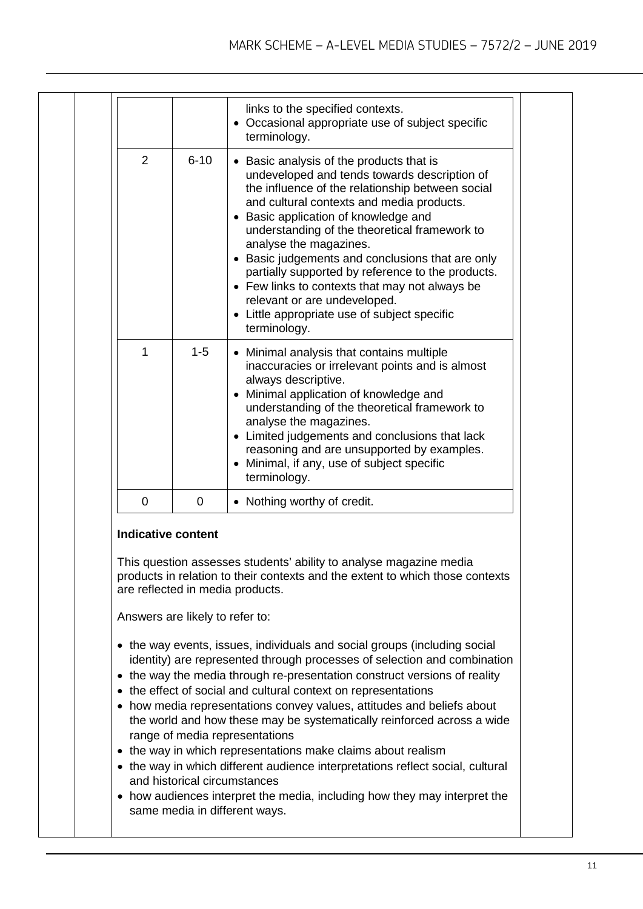| | | |
|---|---|---|
| | | links to the specified contexts.<br>• Occasional appropriate use of subject specific terminology. |
| 2 | 6-10 | • Basic analysis of the products that is undeveloped and tends towards description of the influence of the relationship between social and cultural contexts and media products.<br>• Basic application of knowledge and understanding of the theoretical framework to analyse the magazines.<br>• Basic judgements and conclusions that are only partially supported by reference to the products.<br>• Few links to contexts that may not always be relevant or are undeveloped.<br>• Little appropriate use of subject specific terminology. |
| 1 | 1-5 | • Minimal analysis that contains multiple inaccuracies or irrelevant points and is almost always descriptive.<br>• Minimal application of knowledge and understanding of the theoretical framework to analyse the magazines.<br>• Limited judgements and conclusions that lack reasoning and are unsupported by examples.<br>• Minimal, if any, use of subject specific terminology. |
| 0 | 0 | • Nothing worthy of credit. |

**Indicative content**

This question assesses students' ability to analyse magazine media products in relation to their contexts and the extent to which those contexts are reflected in media products.

Answers are likely to refer to:

- the way events, issues, individuals and social groups (including social identity) are represented through processes of selection and combination
- the way the media through re-presentation construct versions of reality
- the effect of social and cultural context on representations
- how media representations convey values, attitudes and beliefs about the world and how these may be systematically reinforced across a wide range of media representations
- the way in which representations make claims about realism
- the way in which different audience interpretations reflect social, cultural and historical circumstances
- how audiences interpret the media, including how they may interpret the same media in different ways.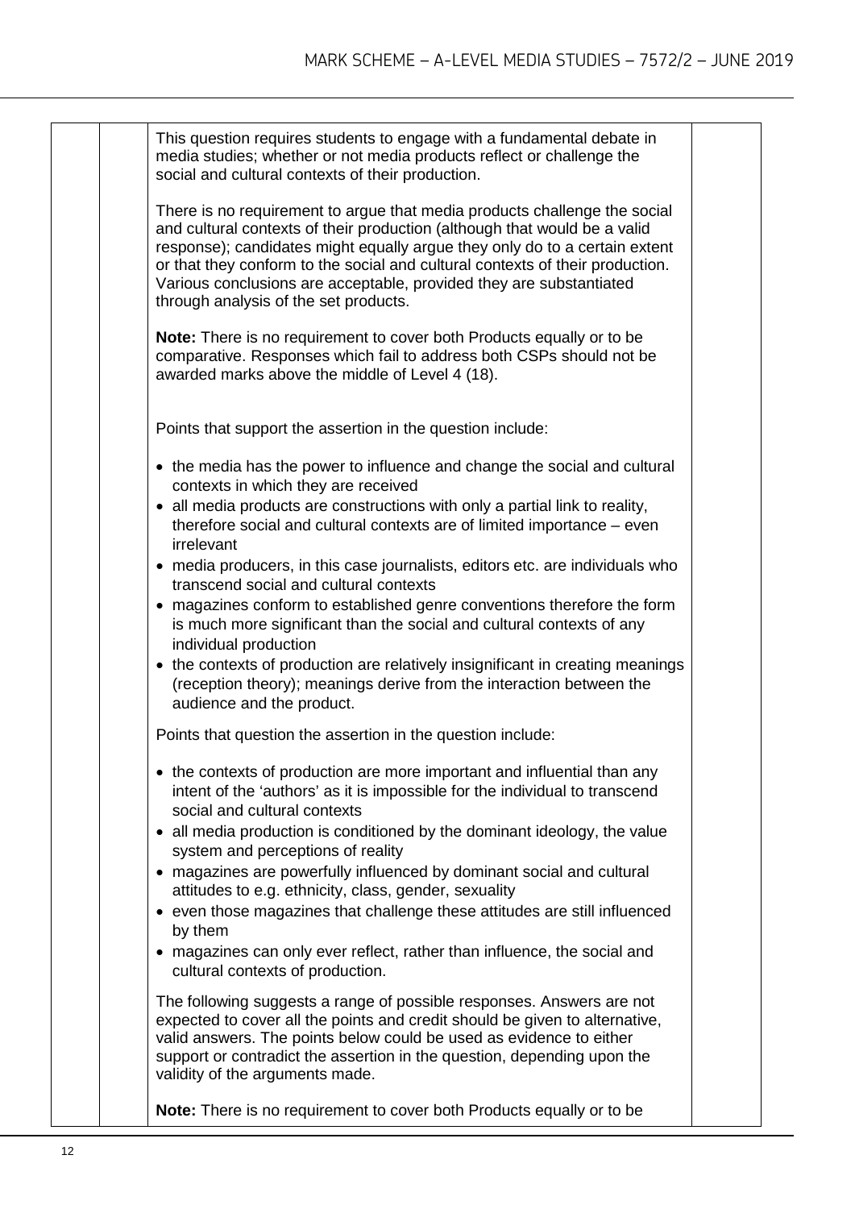This question requires students to engage with a fundamental debate in media studies; whether or not media products reflect or challenge the social and cultural contexts of their production.

There is no requirement to argue that media products challenge the social and cultural contexts of their production (although that would be a valid response); candidates might equally argue they only do to a certain extent or that they conform to the social and cultural contexts of their production. Various conclusions are acceptable, provided they are substantiated through analysis of the set products.

**Note:** There is no requirement to cover both Products equally or to be comparative. Responses which fail to address both CSPs should not be awarded marks above the middle of Level 4 (18).

Points that support the assertion in the question include:

- the media has the power to influence and change the social and cultural contexts in which they are received
- all media products are constructions with only a partial link to reality, therefore social and cultural contexts are of limited importance – even irrelevant
- media producers, in this case journalists, editors etc. are individuals who transcend social and cultural contexts
- magazines conform to established genre conventions therefore the form is much more significant than the social and cultural contexts of any individual production
- the contexts of production are relatively insignificant in creating meanings (reception theory); meanings derive from the interaction between the audience and the product.

Points that question the assertion in the question include:

- the contexts of production are more important and influential than any intent of the 'authors' as it is impossible for the individual to transcend social and cultural contexts
- all media production is conditioned by the dominant ideology, the value system and perceptions of reality
- magazines are powerfully influenced by dominant social and cultural attitudes to e.g. ethnicity, class, gender, sexuality
- even those magazines that challenge these attitudes are still influenced by them
- magazines can only ever reflect, rather than influence, the social and cultural contexts of production.

The following suggests a range of possible responses. Answers are not expected to cover all the points and credit should be given to alternative, valid answers. The points below could be used as evidence to either support or contradict the assertion in the question, depending upon the validity of the arguments made.

**Note:** There is no requirement to cover both Products equally or to be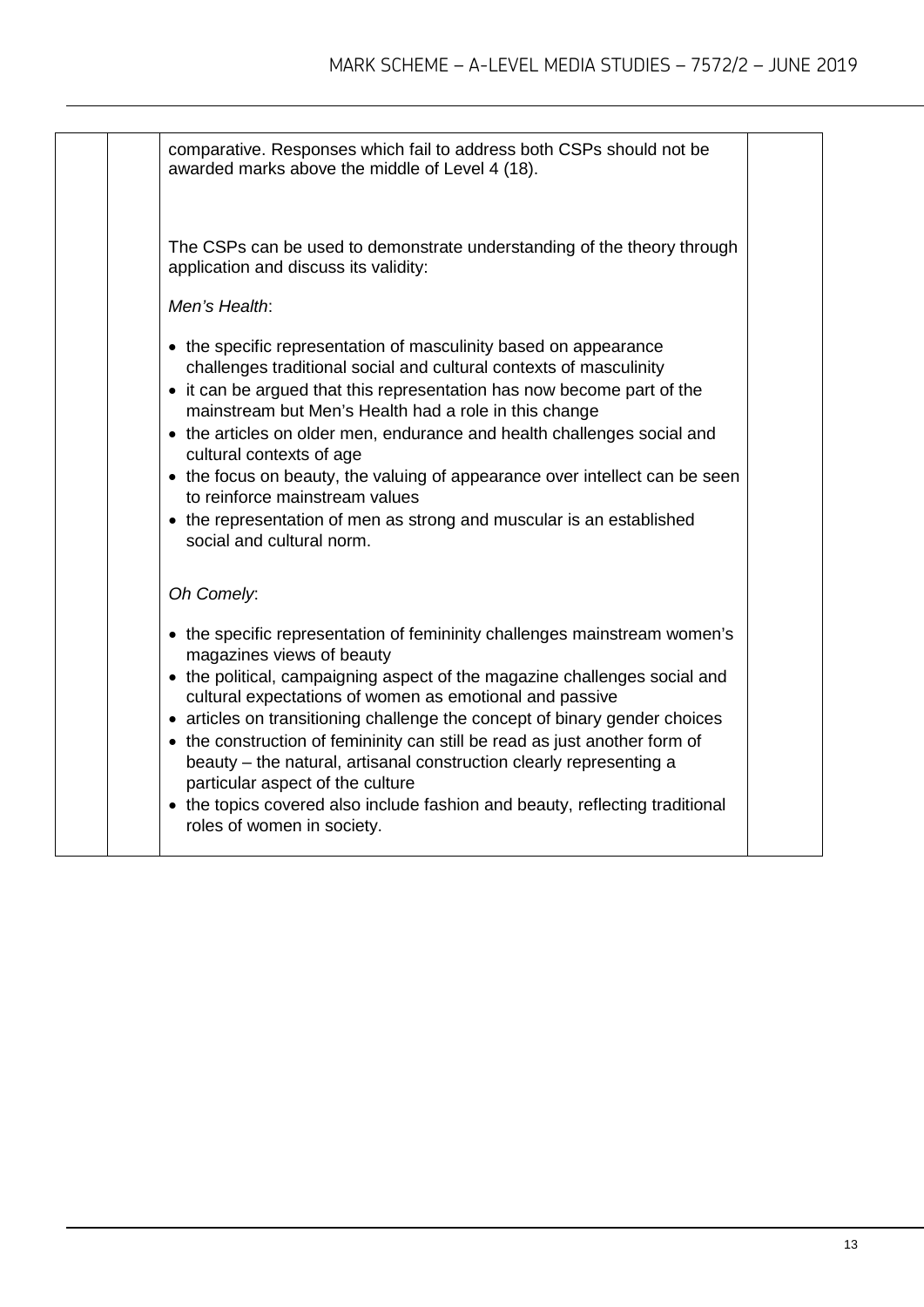comparative. Responses which fail to address both CSPs should not be awarded marks above the middle of Level 4 (18).

The CSPs can be used to demonstrate understanding of the theory through application and discuss its validity:

*Men's Health*:

- the specific representation of masculinity based on appearance challenges traditional social and cultural contexts of masculinity
- it can be argued that this representation has now become part of the mainstream but Men's Health had a role in this change
- the articles on older men, endurance and health challenges social and cultural contexts of age
- the focus on beauty, the valuing of appearance over intellect can be seen to reinforce mainstream values
- the representation of men as strong and muscular is an established social and cultural norm.

*Oh Comely*:

- the specific representation of femininity challenges mainstream women's magazines views of beauty
- the political, campaigning aspect of the magazine challenges social and cultural expectations of women as emotional and passive
- articles on transitioning challenge the concept of binary gender choices
- the construction of femininity can still be read as just another form of beauty – the natural, artisanal construction clearly representing a particular aspect of the culture
- the topics covered also include fashion and beauty, reflecting traditional roles of women in society.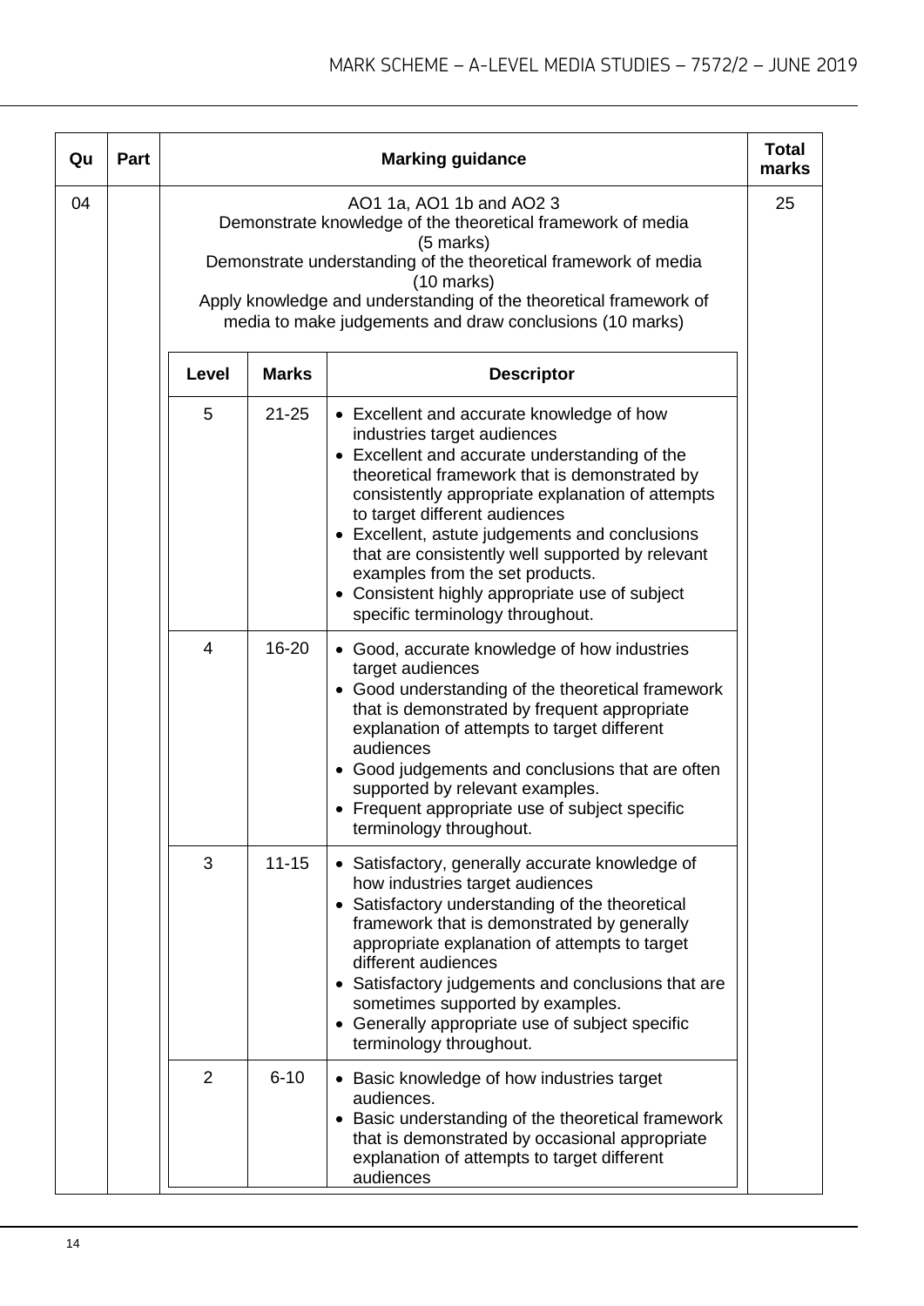| Qu | Part | Marking guidance | Total marks |
|---|---|---|---|
| 04 | | AO1 1a, AO1 1b and AO2 3<br>Demonstrate knowledge of the theoretical framework of media (5 marks)<br>Demonstrate understanding of the theoretical framework of media (10 marks)<br>Apply knowledge and understanding of the theoretical framework of media to make judgements and draw conclusions (10 marks) | 25 |

| Level | Marks | Descriptor |
|---|---|---|
| 5 | 21-25 | • Excellent and accurate knowledge of how industries target audiences<br>• Excellent and accurate understanding of the theoretical framework that is demonstrated by consistently appropriate explanation of attempts to target different audiences<br>• Excellent, astute judgements and conclusions that are consistently well supported by relevant examples from the set products.<br>• Consistent highly appropriate use of subject specific terminology throughout. |
| 4 | 16-20 | • Good, accurate knowledge of how industries target audiences<br>• Good understanding of the theoretical framework that is demonstrated by frequent appropriate explanation of attempts to target different audiences<br>• Good judgements and conclusions that are often supported by relevant examples.<br>• Frequent appropriate use of subject specific terminology throughout. |
| 3 | 11-15 | • Satisfactory, generally accurate knowledge of how industries target audiences<br>• Satisfactory understanding of the theoretical framework that is demonstrated by generally appropriate explanation of attempts to target different audiences<br>• Satisfactory judgements and conclusions that are sometimes supported by examples.<br>• Generally appropriate use of subject specific terminology throughout. |
| 2 | 6-10 | • Basic knowledge of how industries target audiences.<br>• Basic understanding of the theoretical framework that is demonstrated by occasional appropriate explanation of attempts to target different audiences |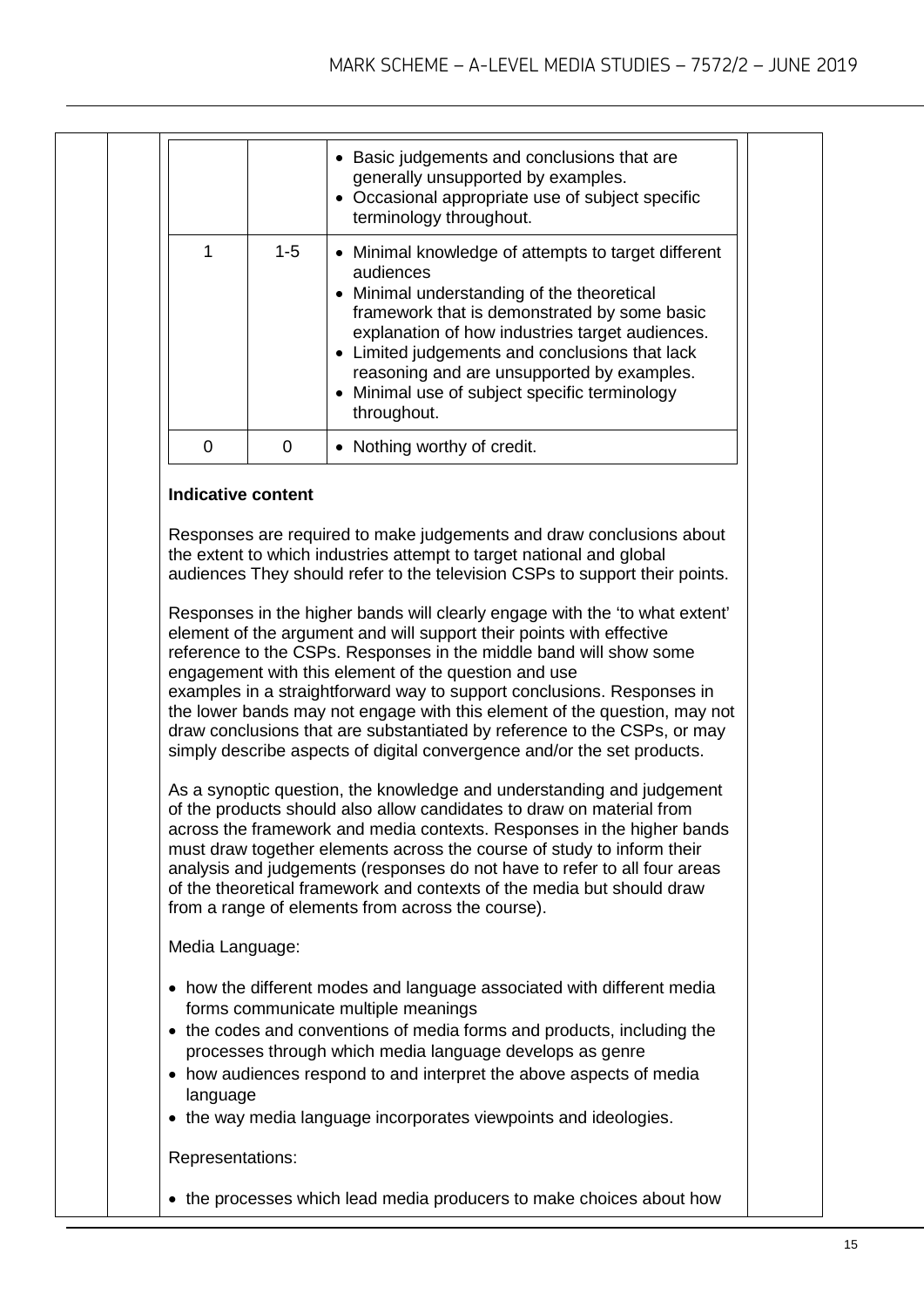| Level | Marks | Descriptor |
|---|---|---|
| | | • Basic judgements and conclusions that are generally unsupported by examples.<br>• Occasional appropriate use of subject specific terminology throughout. |
| 1 | 1-5 | • Minimal knowledge of attempts to target different audiences<br>• Minimal understanding of the theoretical framework that is demonstrated by some basic explanation of how industries target audiences.<br>• Limited judgements and conclusions that lack reasoning and are unsupported by examples.<br>• Minimal use of subject specific terminology throughout. |
| 0 | 0 | • Nothing worthy of credit. |

**Indicative content**

Responses are required to make judgements and draw conclusions about the extent to which industries attempt to target national and global audiences They should refer to the television CSPs to support their points.

Responses in the higher bands will clearly engage with the 'to what extent' element of the argument and will support their points with effective reference to the CSPs. Responses in the middle band will show some engagement with this element of the question and use examples in a straightforward way to support conclusions. Responses in the lower bands may not engage with this element of the question, may not draw conclusions that are substantiated by reference to the CSPs, or may simply describe aspects of digital convergence and/or the set products.

As a synoptic question, the knowledge and understanding and judgement of the products should also allow candidates to draw on material from across the framework and media contexts. Responses in the higher bands must draw together elements across the course of study to inform their analysis and judgements (responses do not have to refer to all four areas of the theoretical framework and contexts of the media but should draw from a range of elements from across the course).

Media Language:

- how the different modes and language associated with different media forms communicate multiple meanings
- the codes and conventions of media forms and products, including the processes through which media language develops as genre
- how audiences respond to and interpret the above aspects of media language
- the way media language incorporates viewpoints and ideologies.

Representations:

- the processes which lead media producers to make choices about how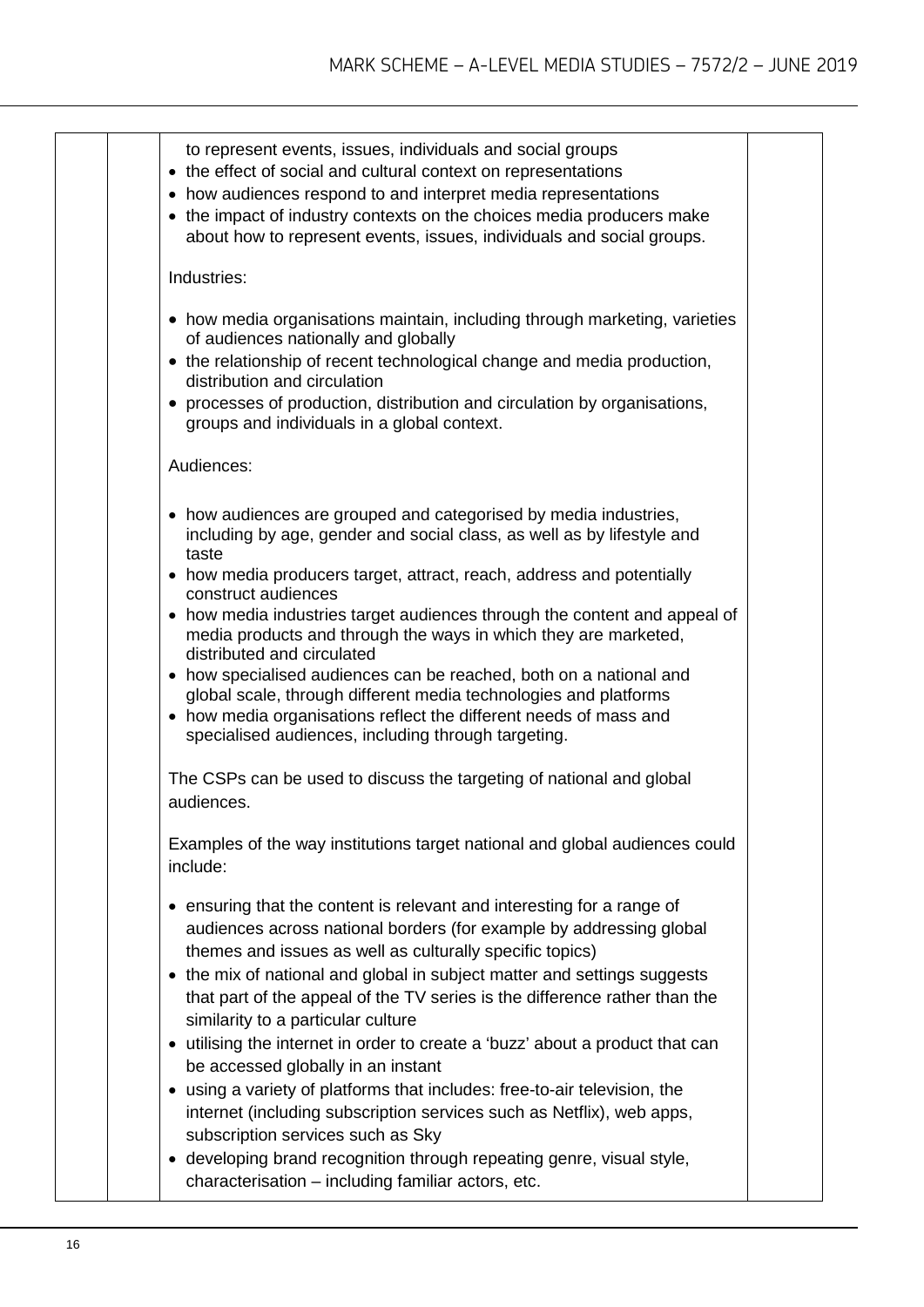to represent events, issues, individuals and social groups
- the effect of social and cultural context on representations
- how audiences respond to and interpret media representations
- the impact of industry contexts on the choices media producers make about how to represent events, issues, individuals and social groups.

Industries:

- how media organisations maintain, including through marketing, varieties of audiences nationally and globally
- the relationship of recent technological change and media production, distribution and circulation
- processes of production, distribution and circulation by organisations, groups and individuals in a global context.

Audiences:

- how audiences are grouped and categorised by media industries, including by age, gender and social class, as well as by lifestyle and taste
- how media producers target, attract, reach, address and potentially construct audiences
- how media industries target audiences through the content and appeal of media products and through the ways in which they are marketed, distributed and circulated
- how specialised audiences can be reached, both on a national and global scale, through different media technologies and platforms
- how media organisations reflect the different needs of mass and specialised audiences, including through targeting.

The CSPs can be used to discuss the targeting of national and global audiences.

Examples of the way institutions target national and global audiences could include:

- ensuring that the content is relevant and interesting for a range of audiences across national borders (for example by addressing global themes and issues as well as culturally specific topics)
- the mix of national and global in subject matter and settings suggests that part of the appeal of the TV series is the difference rather than the similarity to a particular culture
- utilising the internet in order to create a 'buzz' about a product that can be accessed globally in an instant
- using a variety of platforms that includes: free-to-air television, the internet (including subscription services such as Netflix), web apps, subscription services such as Sky
- developing brand recognition through repeating genre, visual style, characterisation – including familiar actors, etc.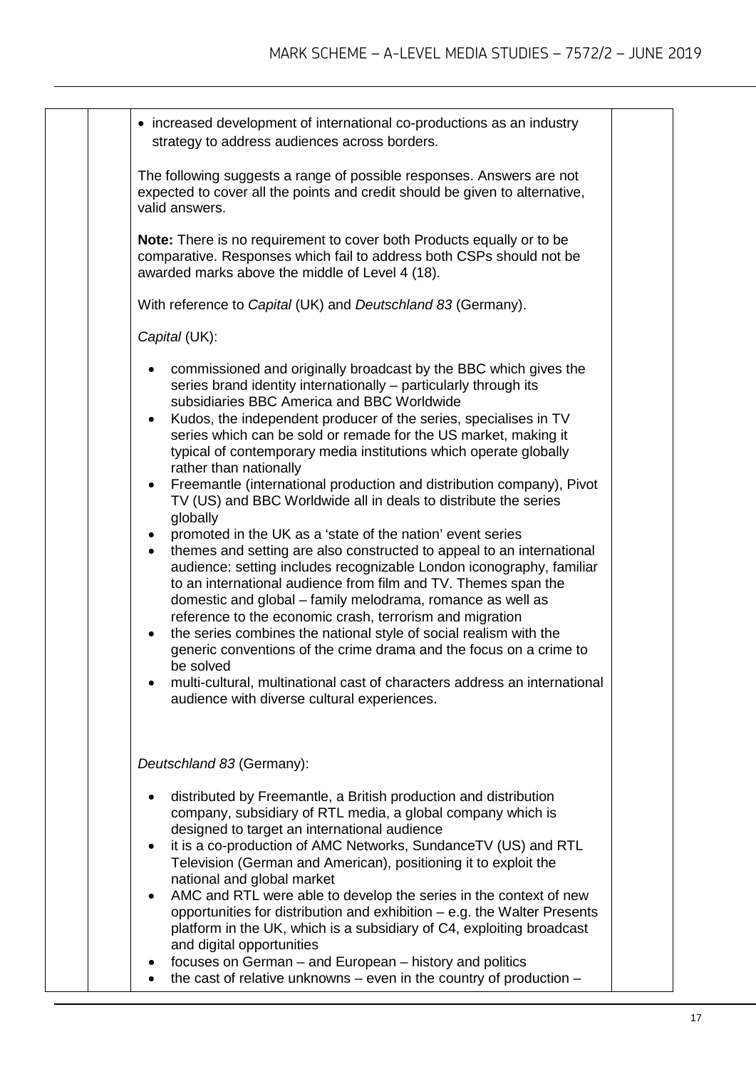- increased development of international co-productions as an industry strategy to address audiences across borders.

The following suggests a range of possible responses. Answers are not expected to cover all the points and credit should be given to alternative, valid answers.

**Note:** There is no requirement to cover both Products equally or to be comparative. Responses which fail to address both CSPs should not be awarded marks above the middle of Level 4 (18).

With reference to *Capital* (UK) and *Deutschland 83* (Germany).

*Capital* (UK):

- commissioned and originally broadcast by the BBC which gives the series brand identity internationally – particularly through its subsidiaries BBC America and BBC Worldwide
- Kudos, the independent producer of the series, specialises in TV series which can be sold or remade for the US market, making it typical of contemporary media institutions which operate globally rather than nationally
- Freemantle (international production and distribution company), Pivot TV (US) and BBC Worldwide all in deals to distribute the series globally
- promoted in the UK as a 'state of the nation' event series
- themes and setting are also constructed to appeal to an international audience: setting includes recognizable London iconography, familiar to an international audience from film and TV. Themes span the domestic and global – family melodrama, romance as well as reference to the economic crash, terrorism and migration
- the series combines the national style of social realism with the generic conventions of the crime drama and the focus on a crime to be solved
- multi-cultural, multinational cast of characters address an international audience with diverse cultural experiences.

*Deutschland 83* (Germany):

- distributed by Freemantle, a British production and distribution company, subsidiary of RTL media, a global company which is designed to target an international audience
- it is a co-production of AMC Networks, SundanceTV (US) and RTL Television (German and American), positioning it to exploit the national and global market
- AMC and RTL were able to develop the series in the context of new opportunities for distribution and exhibition – e.g. the Walter Presents platform in the UK, which is a subsidiary of C4, exploiting broadcast and digital opportunities
- focuses on German – and European – history and politics
- the cast of relative unknowns – even in the country of production –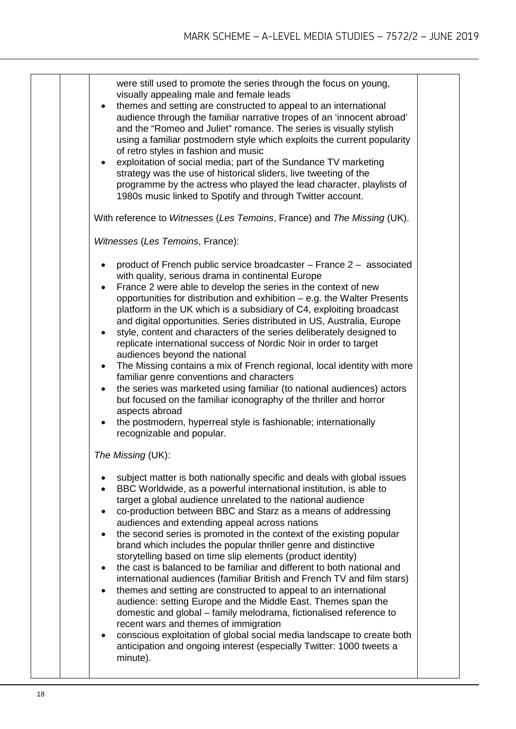were still used to promote the series through the focus on young, visually appealing male and female leads

- themes and setting are constructed to appeal to an international audience through the familiar narrative tropes of an 'innocent abroad' and the "Romeo and Juliet" romance. The series is visually stylish using a familiar postmodern style which exploits the current popularity of retro styles in fashion and music
- exploitation of social media; part of the Sundance TV marketing strategy was the use of historical sliders, live tweeting of the programme by the actress who played the lead character, playlists of 1980s music linked to Spotify and through Twitter account.

With reference to *Witnesses* (*Les Temoins*, France) and *The Missing* (UK).

*Witnesses* (*Les Temoins*, France):

- product of French public service broadcaster – France 2 – associated with quality, serious drama in continental Europe
- France 2 were able to develop the series in the context of new opportunities for distribution and exhibition – e.g. the Walter Presents platform in the UK which is a subsidiary of C4, exploiting broadcast and digital opportunities. Series distributed in US, Australia, Europe
- style, content and characters of the series deliberately designed to replicate international success of Nordic Noir in order to target audiences beyond the national
- The Missing contains a mix of French regional, local identity with more familiar genre conventions and characters
- the series was marketed using familiar (to national audiences) actors but focused on the familiar iconography of the thriller and horror aspects abroad
- the postmodern, hyperreal style is fashionable; internationally recognizable and popular.

*The Missing* (UK):

- subject matter is both nationally specific and deals with global issues
- BBC Worldwide, as a powerful international institution, is able to target a global audience unrelated to the national audience
- co-production between BBC and Starz as a means of addressing audiences and extending appeal across nations
- the second series is promoted in the context of the existing popular brand which includes the popular thriller genre and distinctive storytelling based on time slip elements (product identity)
- the cast is balanced to be familiar and different to both national and international audiences (familiar British and French TV and film stars)
- themes and setting are constructed to appeal to an international audience: setting Europe and the Middle East. Themes span the domestic and global – family melodrama, fictionalised reference to recent wars and themes of immigration
- conscious exploitation of global social media landscape to create both anticipation and ongoing interest (especially Twitter: 1000 tweets a minute).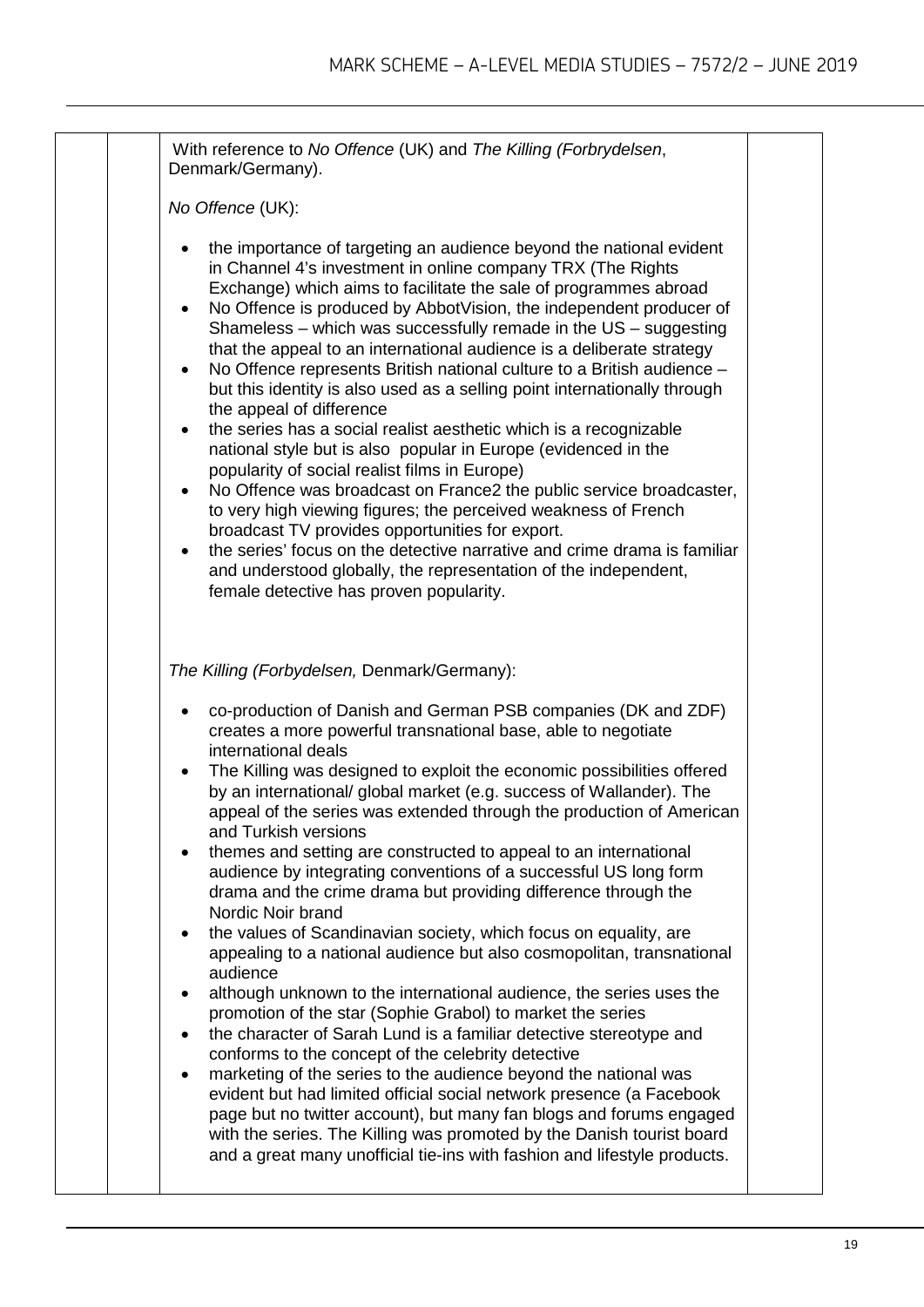With reference to *No Offence* (UK) and *The Killing (Forbrydelsen*, Denmark/Germany).

*No Offence* (UK):

- the importance of targeting an audience beyond the national evident in Channel 4's investment in online company TRX (The Rights Exchange) which aims to facilitate the sale of programmes abroad
- No Offence is produced by AbbotVision, the independent producer of Shameless – which was successfully remade in the US – suggesting that the appeal to an international audience is a deliberate strategy
- No Offence represents British national culture to a British audience – but this identity is also used as a selling point internationally through the appeal of difference
- the series has a social realist aesthetic which is a recognizable national style but is also popular in Europe (evidenced in the popularity of social realist films in Europe)
- No Offence was broadcast on France2 the public service broadcaster, to very high viewing figures; the perceived weakness of French broadcast TV provides opportunities for export.
- the series' focus on the detective narrative and crime drama is familiar and understood globally, the representation of the independent, female detective has proven popularity.

*The Killing (Forbydelsen,* Denmark/Germany):

- co-production of Danish and German PSB companies (DK and ZDF) creates a more powerful transnational base, able to negotiate international deals
- The Killing was designed to exploit the economic possibilities offered by an international/ global market (e.g. success of Wallander). The appeal of the series was extended through the production of American and Turkish versions
- themes and setting are constructed to appeal to an international audience by integrating conventions of a successful US long form drama and the crime drama but providing difference through the Nordic Noir brand
- the values of Scandinavian society, which focus on equality, are appealing to a national audience but also cosmopolitan, transnational audience
- although unknown to the international audience, the series uses the promotion of the star (Sophie Grabol) to market the series
- the character of Sarah Lund is a familiar detective stereotype and conforms to the concept of the celebrity detective
- marketing of the series to the audience beyond the national was evident but had limited official social network presence (a Facebook page but no twitter account), but many fan blogs and forums engaged with the series. The Killing was promoted by the Danish tourist board and a great many unofficial tie-ins with fashion and lifestyle products.